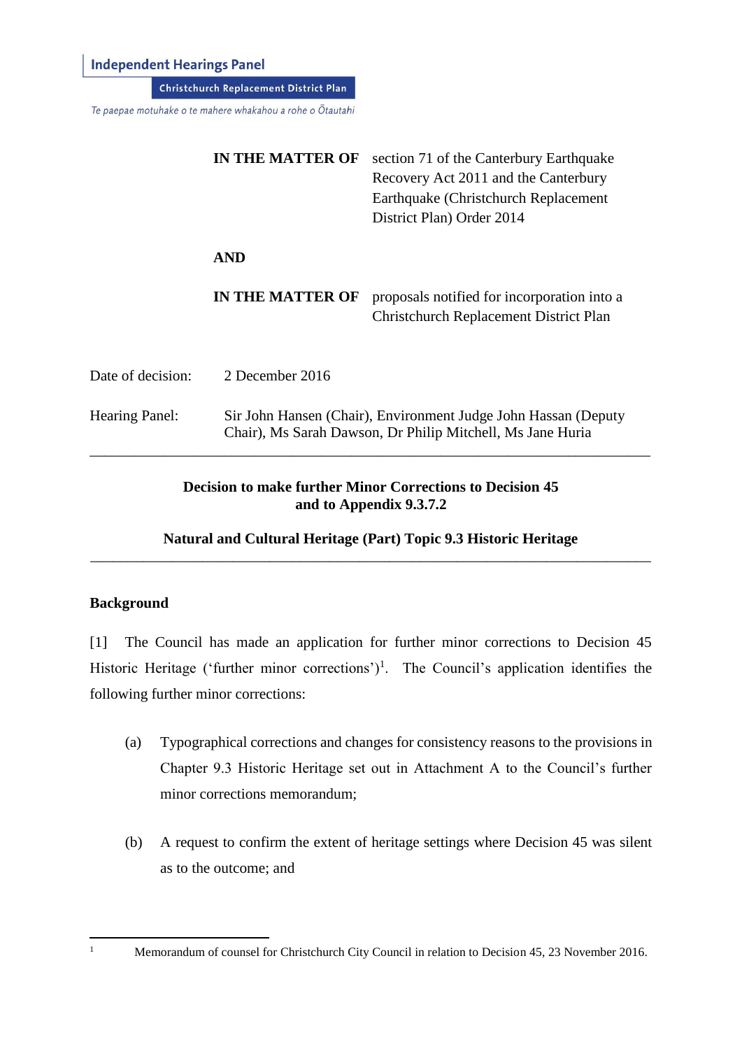**Independent Hearings Panel**

**Christchurch Replacement District Plan**

*Te paepae motuhake o te mahere whakahou a rohe o Ōtautahi*

| | |
|---|---|
| **IN THE MATTER OF** | section 71 of the Canterbury Earthquake Recovery Act 2011 and the Canterbury Earthquake (Christchurch Replacement District Plan) Order 2014 |
| **AND** | |
| **IN THE MATTER OF** | proposals notified for incorporation into a Christchurch Replacement District Plan |

Date of decision: 2 December 2016

Hearing Panel: Sir John Hansen (Chair), Environment Judge John Hassan (Deputy Chair), Ms Sarah Dawson, Dr Philip Mitchell, Ms Jane Huria

---

**Decision to make further Minor Corrections to Decision 45 and to Appendix 9.3.7.2**

**Natural and Cultural Heritage (Part) Topic 9.3 Historic Heritage**

---

## Background

[1] The Council has made an application for further minor corrections to Decision 45 Historic Heritage ('further minor corrections')[1]. The Council's application identifies the following further minor corrections:

(a) Typographical corrections and changes for consistency reasons to the provisions in Chapter 9.3 Historic Heritage set out in Attachment A to the Council's further minor corrections memorandum;

(b) A request to confirm the extent of heritage settings where Decision 45 was silent as to the outcome; and

---

[1] Memorandum of counsel for Christchurch City Council in relation to Decision 45, 23 November 2016.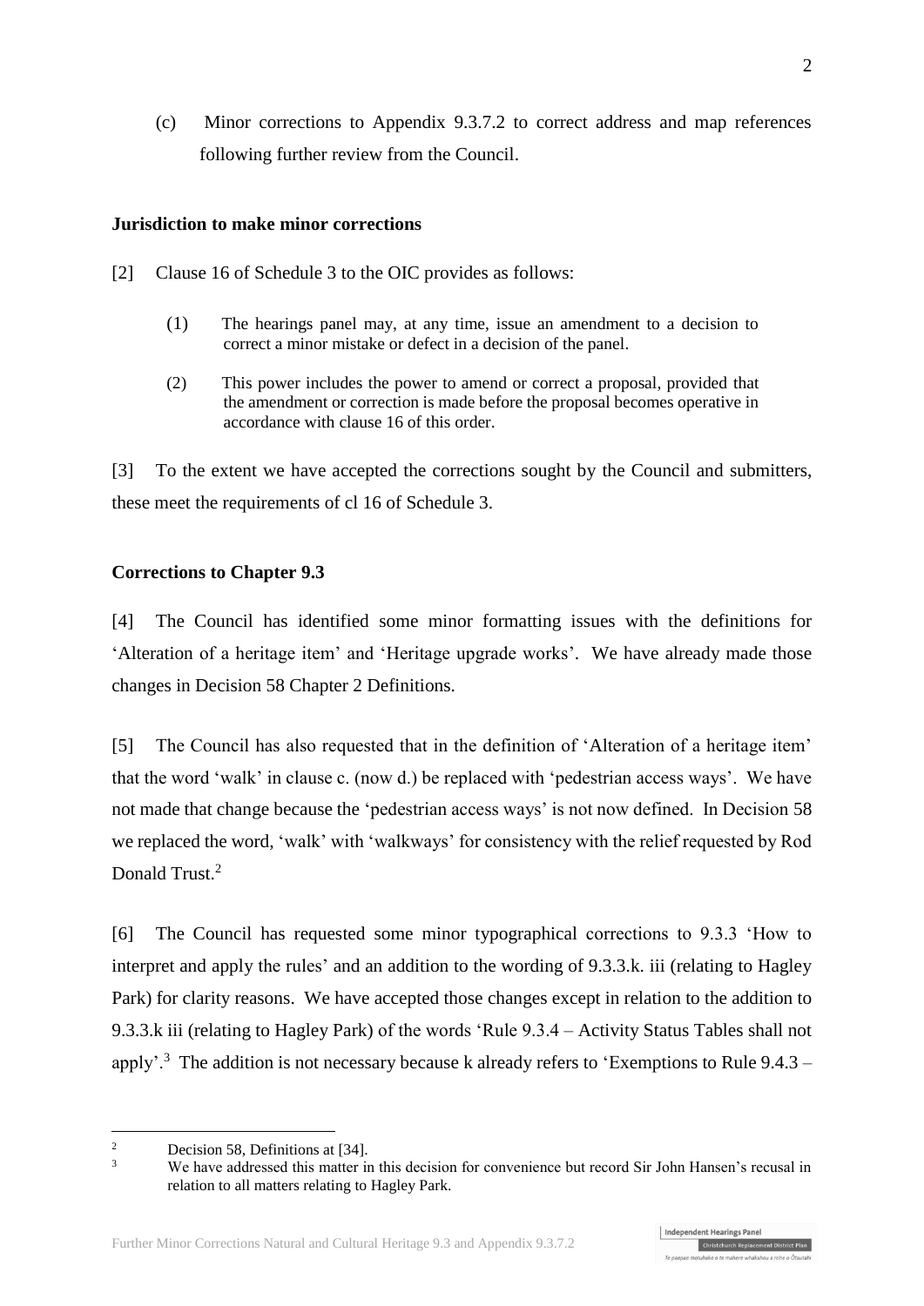(c) Minor corrections to Appendix 9.3.7.2 to correct address and map references following further review from the Council.

**Jurisdiction to make minor corrections**

[2] Clause 16 of Schedule 3 to the OIC provides as follows:

> (1) The hearings panel may, at any time, issue an amendment to a decision to correct a minor mistake or defect in a decision of the panel.
>
> (2) This power includes the power to amend or correct a proposal, provided that the amendment or correction is made before the proposal becomes operative in accordance with clause 16 of this order.

[3] To the extent we have accepted the corrections sought by the Council and submitters, these meet the requirements of cl 16 of Schedule 3.

**Corrections to Chapter 9.3**

[4] The Council has identified some minor formatting issues with the definitions for 'Alteration of a heritage item' and 'Heritage upgrade works'. We have already made those changes in Decision 58 Chapter 2 Definitions.

[5] The Council has also requested that in the definition of 'Alteration of a heritage item' that the word 'walk' in clause c. (now d.) be replaced with 'pedestrian access ways'. We have not made that change because the 'pedestrian access ways' is not now defined. In Decision 58 we replaced the word, 'walk' with 'walkways' for consistency with the relief requested by Rod Donald Trust.[2]

[6] The Council has requested some minor typographical corrections to 9.3.3 'How to interpret and apply the rules' and an addition to the wording of 9.3.3.k. iii (relating to Hagley Park) for clarity reasons. We have accepted those changes except in relation to the addition to 9.3.3.k iii (relating to Hagley Park) of the words 'Rule 9.3.4 – Activity Status Tables shall not apply'.[3] The addition is not necessary because k already refers to 'Exemptions to Rule 9.4.3 –

[2] Decision 58, Definitions at [34].

[3] We have addressed this matter in this decision for convenience but record Sir John Hansen's recusal in relation to all matters relating to Hagley Park.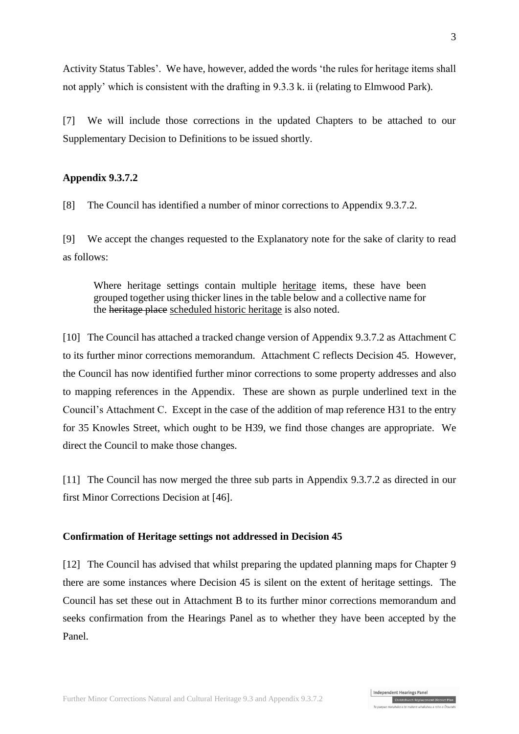Activity Status Tables'. We have, however, added the words 'the rules for heritage items shall not apply' which is consistent with the drafting in 9.3.3 k. ii (relating to Elmwood Park).

[7] We will include those corrections in the updated Chapters to be attached to our Supplementary Decision to Definitions to be issued shortly.

**Appendix 9.3.7.2**

[8] The Council has identified a number of minor corrections to Appendix 9.3.7.2.

[9] We accept the changes requested to the Explanatory note for the sake of clarity to read as follows:

> Where heritage settings contain multiple <u>heritage</u> items, these have been grouped together using thicker lines in the table below and a collective name for the ~~heritage place~~ <u>scheduled historic heritage</u> is also noted.

[10] The Council has attached a tracked change version of Appendix 9.3.7.2 as Attachment C to its further minor corrections memorandum. Attachment C reflects Decision 45. However, the Council has now identified further minor corrections to some property addresses and also to mapping references in the Appendix. These are shown as purple underlined text in the Council's Attachment C. Except in the case of the addition of map reference H31 to the entry for 35 Knowles Street, which ought to be H39, we find those changes are appropriate. We direct the Council to make those changes.

[11] The Council has now merged the three sub parts in Appendix 9.3.7.2 as directed in our first Minor Corrections Decision at [46].

**Confirmation of Heritage settings not addressed in Decision 45**

[12] The Council has advised that whilst preparing the updated planning maps for Chapter 9 there are some instances where Decision 45 is silent on the extent of heritage settings. The Council has set these out in Attachment B to its further minor corrections memorandum and seeks confirmation from the Hearings Panel as to whether they have been accepted by the Panel.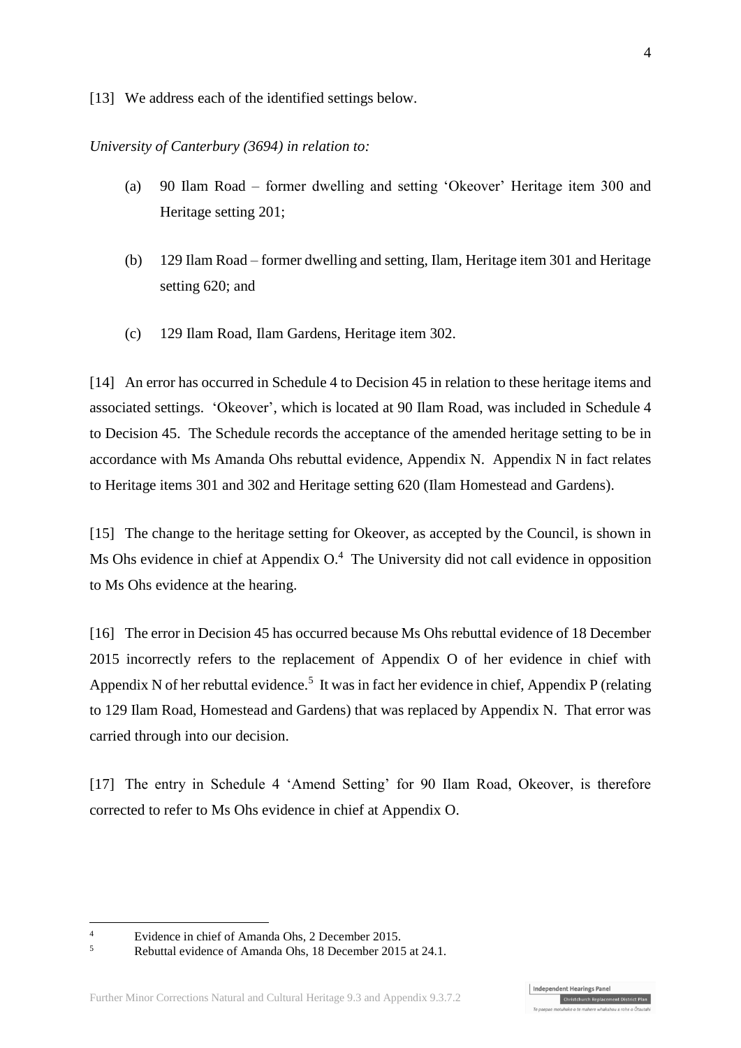[13] We address each of the identified settings below.

*University of Canterbury (3694) in relation to:*

(a) 90 Ilam Road – former dwelling and setting 'Okeover' Heritage item 300 and Heritage setting 201;

(b) 129 Ilam Road – former dwelling and setting, Ilam, Heritage item 301 and Heritage setting 620; and

(c) 129 Ilam Road, Ilam Gardens, Heritage item 302.

[14] An error has occurred in Schedule 4 to Decision 45 in relation to these heritage items and associated settings. 'Okeover', which is located at 90 Ilam Road, was included in Schedule 4 to Decision 45. The Schedule records the acceptance of the amended heritage setting to be in accordance with Ms Amanda Ohs rebuttal evidence, Appendix N. Appendix N in fact relates to Heritage items 301 and 302 and Heritage setting 620 (Ilam Homestead and Gardens).

[15] The change to the heritage setting for Okeover, as accepted by the Council, is shown in Ms Ohs evidence in chief at Appendix O.[4] The University did not call evidence in opposition to Ms Ohs evidence at the hearing.

[16] The error in Decision 45 has occurred because Ms Ohs rebuttal evidence of 18 December 2015 incorrectly refers to the replacement of Appendix O of her evidence in chief with Appendix N of her rebuttal evidence.[5] It was in fact her evidence in chief, Appendix P (relating to 129 Ilam Road, Homestead and Gardens) that was replaced by Appendix N. That error was carried through into our decision.

[17] The entry in Schedule 4 'Amend Setting' for 90 Ilam Road, Okeover, is therefore corrected to refer to Ms Ohs evidence in chief at Appendix O.

---

[4] Evidence in chief of Amanda Ohs, 2 December 2015.

[5] Rebuttal evidence of Amanda Ohs, 18 December 2015 at 24.1.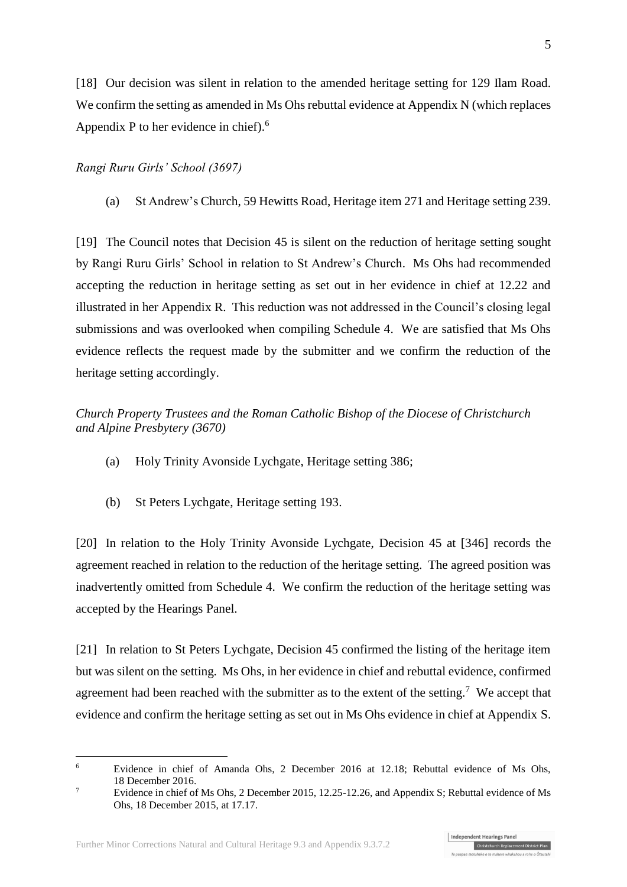[18] Our decision was silent in relation to the amended heritage setting for 129 Ilam Road. We confirm the setting as amended in Ms Ohs rebuttal evidence at Appendix N (which replaces Appendix P to her evidence in chief).[6]

*Rangi Ruru Girls' School (3697)*

(a) St Andrew's Church, 59 Hewitts Road, Heritage item 271 and Heritage setting 239.

[19] The Council notes that Decision 45 is silent on the reduction of heritage setting sought by Rangi Ruru Girls' School in relation to St Andrew's Church. Ms Ohs had recommended accepting the reduction in heritage setting as set out in her evidence in chief at 12.22 and illustrated in her Appendix R. This reduction was not addressed in the Council's closing legal submissions and was overlooked when compiling Schedule 4. We are satisfied that Ms Ohs evidence reflects the request made by the submitter and we confirm the reduction of the heritage setting accordingly.

*Church Property Trustees and the Roman Catholic Bishop of the Diocese of Christchurch and Alpine Presbytery (3670)*

(a) Holy Trinity Avonside Lychgate, Heritage setting 386;

(b) St Peters Lychgate, Heritage setting 193.

[20] In relation to the Holy Trinity Avonside Lychgate, Decision 45 at [346] records the agreement reached in relation to the reduction of the heritage setting. The agreed position was inadvertently omitted from Schedule 4. We confirm the reduction of the heritage setting was accepted by the Hearings Panel.

[21] In relation to St Peters Lychgate, Decision 45 confirmed the listing of the heritage item but was silent on the setting. Ms Ohs, in her evidence in chief and rebuttal evidence, confirmed agreement had been reached with the submitter as to the extent of the setting.[7] We accept that evidence and confirm the heritage setting as set out in Ms Ohs evidence in chief at Appendix S.

---

[6] Evidence in chief of Amanda Ohs, 2 December 2016 at 12.18; Rebuttal evidence of Ms Ohs, 18 December 2016.

[7] Evidence in chief of Ms Ohs, 2 December 2015, 12.25-12.26, and Appendix S; Rebuttal evidence of Ms Ohs, 18 December 2015, at 17.17.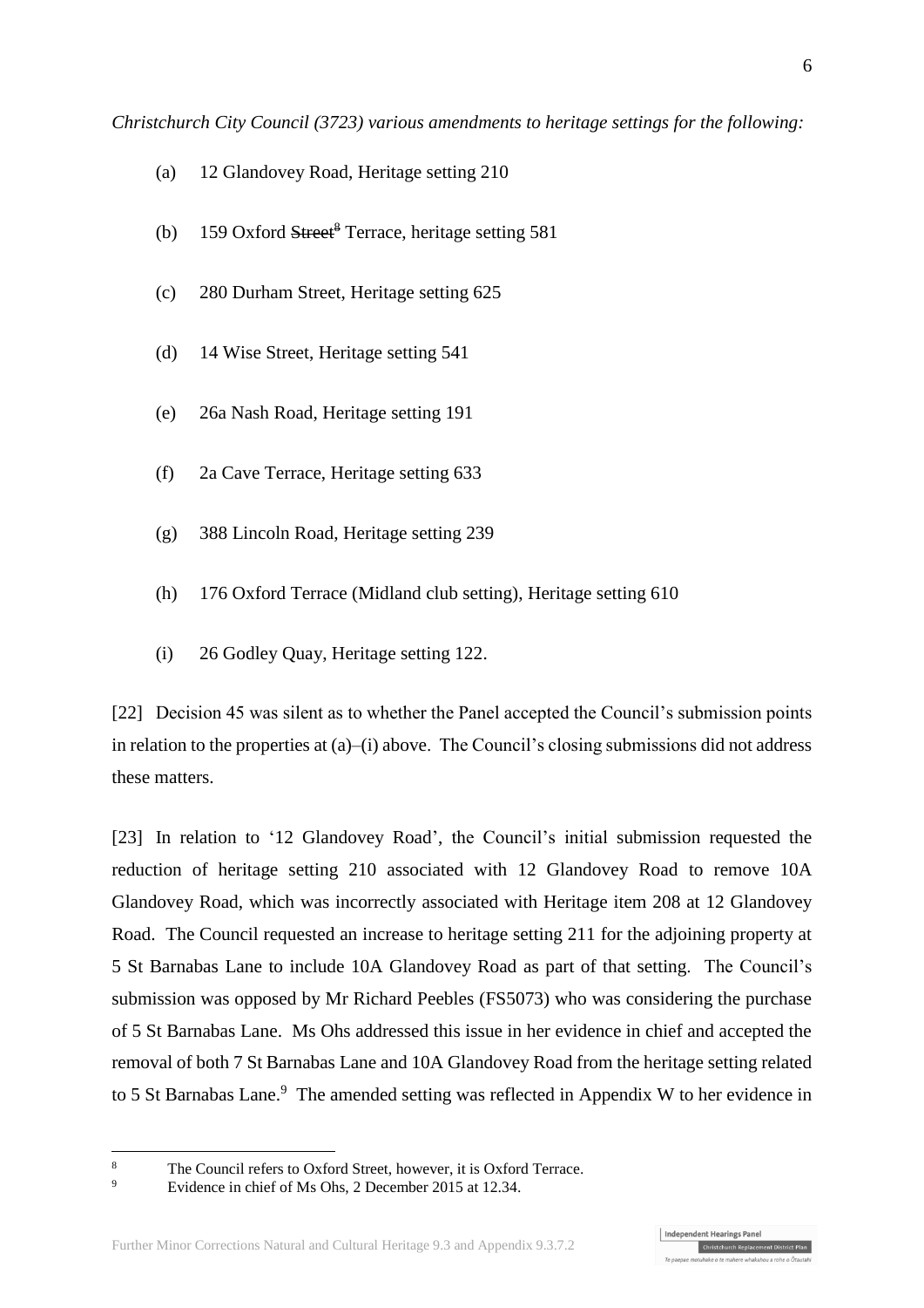*Christchurch City Council (3723) various amendments to heritage settings for the following:*

(a) 12 Glandovey Road, Heritage setting 210

(b) 159 Oxford ~~Street~~[8] Terrace, heritage setting 581

(c) 280 Durham Street, Heritage setting 625

(d) 14 Wise Street, Heritage setting 541

(e) 26a Nash Road, Heritage setting 191

(f) 2a Cave Terrace, Heritage setting 633

(g) 388 Lincoln Road, Heritage setting 239

(h) 176 Oxford Terrace (Midland club setting), Heritage setting 610

(i) 26 Godley Quay, Heritage setting 122.

[22] Decision 45 was silent as to whether the Panel accepted the Council's submission points in relation to the properties at (a)–(i) above. The Council's closing submissions did not address these matters.

[23] In relation to '12 Glandovey Road', the Council's initial submission requested the reduction of heritage setting 210 associated with 12 Glandovey Road to remove 10A Glandovey Road, which was incorrectly associated with Heritage item 208 at 12 Glandovey Road. The Council requested an increase to heritage setting 211 for the adjoining property at 5 St Barnabas Lane to include 10A Glandovey Road as part of that setting. The Council's submission was opposed by Mr Richard Peebles (FS5073) who was considering the purchase of 5 St Barnabas Lane. Ms Ohs addressed this issue in her evidence in chief and accepted the removal of both 7 St Barnabas Lane and 10A Glandovey Road from the heritage setting related to 5 St Barnabas Lane.[9] The amended setting was reflected in Appendix W to her evidence in

[8] The Council refers to Oxford Street, however, it is Oxford Terrace.

[9] Evidence in chief of Ms Ohs, 2 December 2015 at 12.34.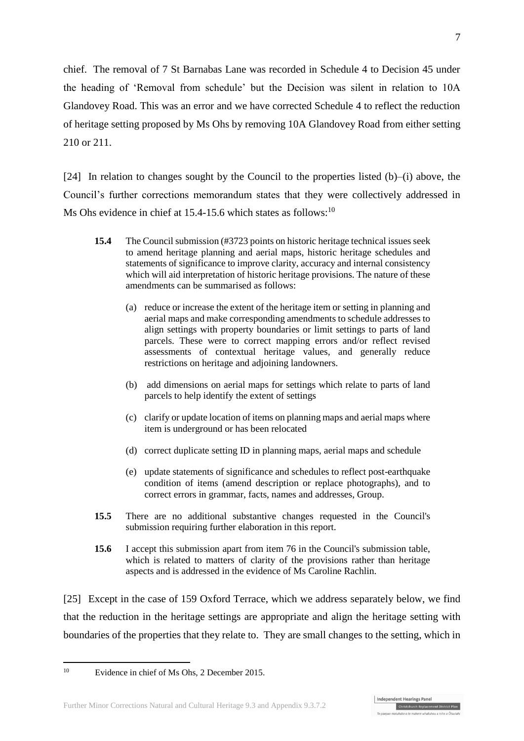chief. The removal of 7 St Barnabas Lane was recorded in Schedule 4 to Decision 45 under the heading of 'Removal from schedule' but the Decision was silent in relation to 10A Glandovey Road. This was an error and we have corrected Schedule 4 to reflect the reduction of heritage setting proposed by Ms Ohs by removing 10A Glandovey Road from either setting 210 or 211.

[24] In relation to changes sought by the Council to the properties listed (b)–(i) above, the Council's further corrections memorandum states that they were collectively addressed in Ms Ohs evidence in chief at 15.4-15.6 which states as follows:[10]

> **15.4** The Council submission (#3723 points on historic heritage technical issues seek to amend heritage planning and aerial maps, historic heritage schedules and statements of significance to improve clarity, accuracy and internal consistency which will aid interpretation of historic heritage provisions. The nature of these amendments can be summarised as follows:
>
> (a) reduce or increase the extent of the heritage item or setting in planning and aerial maps and make corresponding amendments to schedule addresses to align settings with property boundaries or limit settings to parts of land parcels. These were to correct mapping errors and/or reflect revised assessments of contextual heritage values, and generally reduce restrictions on heritage and adjoining landowners.
>
> (b) add dimensions on aerial maps for settings which relate to parts of land parcels to help identify the extent of settings
>
> (c) clarify or update location of items on planning maps and aerial maps where item is underground or has been relocated
>
> (d) correct duplicate setting ID in planning maps, aerial maps and schedule
>
> (e) update statements of significance and schedules to reflect post-earthquake condition of items (amend description or replace photographs), and to correct errors in grammar, facts, names and addresses, Group.
>
> **15.5** There are no additional substantive changes requested in the Council's submission requiring further elaboration in this report.
>
> **15.6** I accept this submission apart from item 76 in the Council's submission table, which is related to matters of clarity of the provisions rather than heritage aspects and is addressed in the evidence of Ms Caroline Rachlin.

[25] Except in the case of 159 Oxford Terrace, which we address separately below, we find that the reduction in the heritage settings are appropriate and align the heritage setting with boundaries of the properties that they relate to. They are small changes to the setting, which in

[10] Evidence in chief of Ms Ohs, 2 December 2015.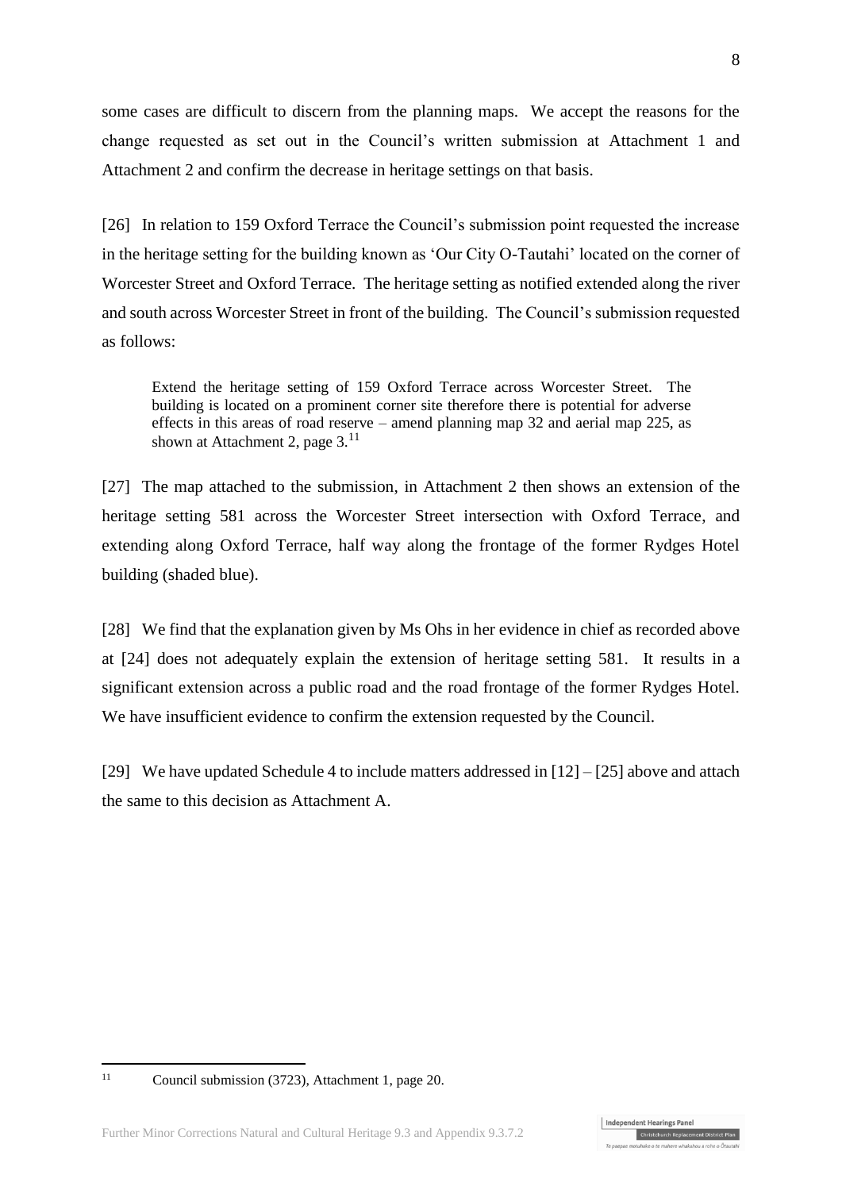some cases are difficult to discern from the planning maps. We accept the reasons for the change requested as set out in the Council's written submission at Attachment 1 and Attachment 2 and confirm the decrease in heritage settings on that basis.

[26] In relation to 159 Oxford Terrace the Council's submission point requested the increase in the heritage setting for the building known as 'Our City O-Tautahi' located on the corner of Worcester Street and Oxford Terrace. The heritage setting as notified extended along the river and south across Worcester Street in front of the building. The Council's submission requested as follows:

> Extend the heritage setting of 159 Oxford Terrace across Worcester Street. The building is located on a prominent corner site therefore there is potential for adverse effects in this areas of road reserve – amend planning map 32 and aerial map 225, as shown at Attachment 2, page 3.[11]

[27] The map attached to the submission, in Attachment 2 then shows an extension of the heritage setting 581 across the Worcester Street intersection with Oxford Terrace, and extending along Oxford Terrace, half way along the frontage of the former Rydges Hotel building (shaded blue).

[28] We find that the explanation given by Ms Ohs in her evidence in chief as recorded above at [24] does not adequately explain the extension of heritage setting 581. It results in a significant extension across a public road and the road frontage of the former Rydges Hotel. We have insufficient evidence to confirm the extension requested by the Council.

[29] We have updated Schedule 4 to include matters addressed in [12] – [25] above and attach the same to this decision as Attachment A.

---

[11] Council submission (3723), Attachment 1, page 20.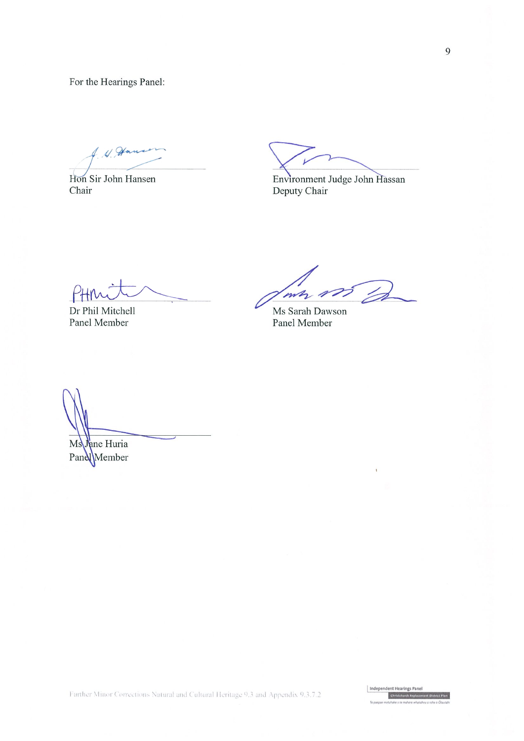For the Hearings Panel:

Hon Sir John Hansen
Chair

Environment Judge John Hassan
Deputy Chair

Dr Phil Mitchell
Panel Member

Ms Sarah Dawson
Panel Member

Ms Jane Huria
Panel Member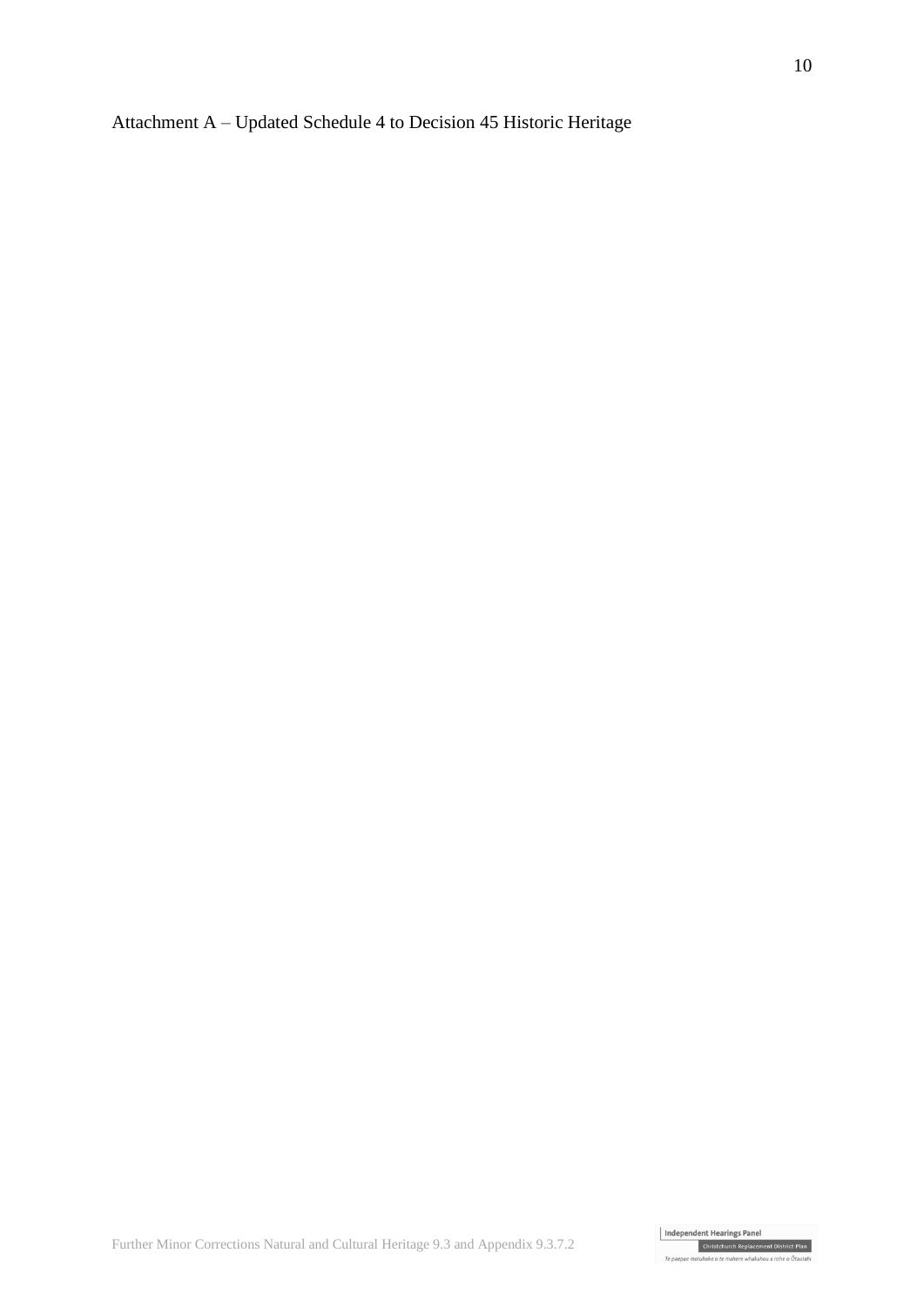Attachment A – Updated Schedule 4 to Decision 45 Historic Heritage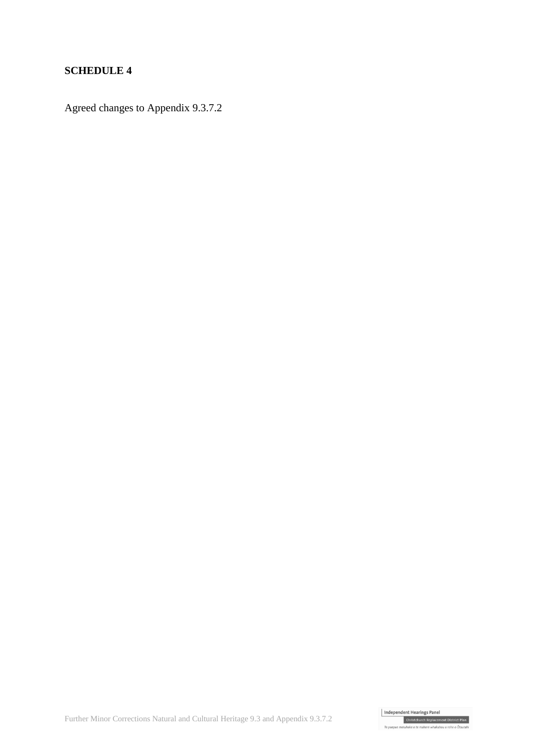**SCHEDULE 4**

Agreed changes to Appendix 9.3.7.2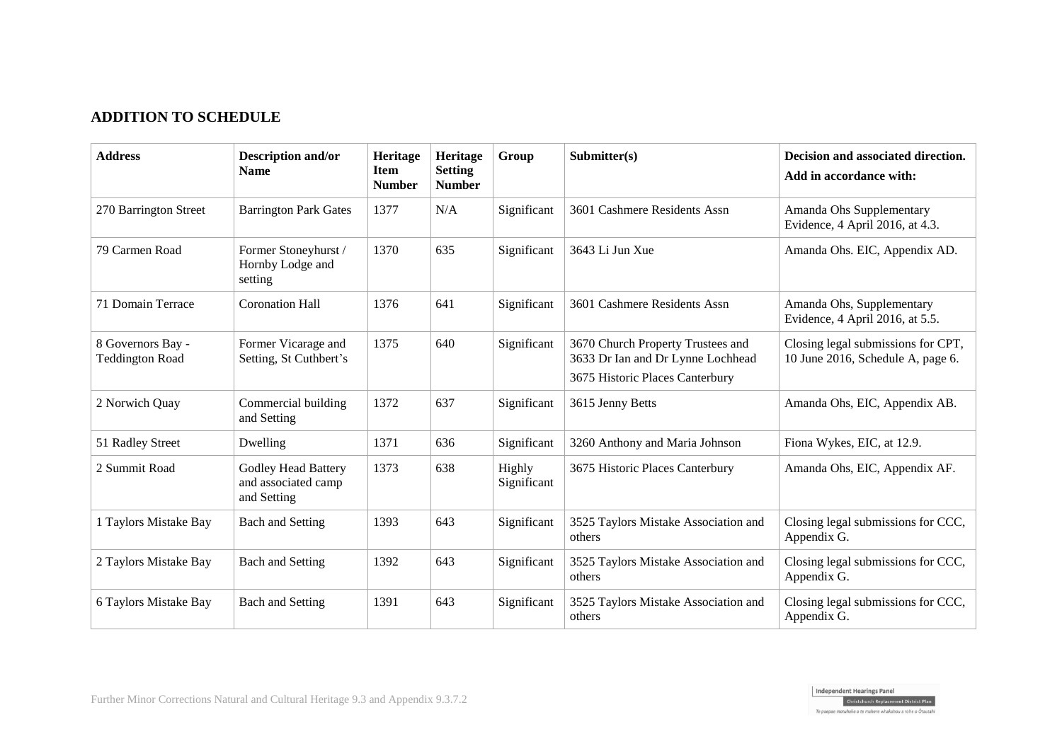## ADDITION TO SCHEDULE

| Address | Description and/or Name | Heritage Item Number | Heritage Setting Number | Group | Submitter(s) | Decision and associated direction. Add in accordance with: |
|---|---|---|---|---|---|---|
| 270 Barrington Street | Barrington Park Gates | 1377 | N/A | Significant | 3601 Cashmere Residents Assn | Amanda Ohs Supplementary Evidence, 4 April 2016, at 4.3. |
| 79 Carmen Road | Former Stoneyhurst / Hornby Lodge and setting | 1370 | 635 | Significant | 3643 Li Jun Xue | Amanda Ohs. EIC, Appendix AD. |
| 71 Domain Terrace | Coronation Hall | 1376 | 641 | Significant | 3601 Cashmere Residents Assn | Amanda Ohs, Supplementary Evidence, 4 April 2016, at 5.5. |
| 8 Governors Bay - Teddington Road | Former Vicarage and Setting, St Cuthbert's | 1375 | 640 | Significant | 3670 Church Property Trustees and 3633 Dr Ian and Dr Lynne Lochhead<br>3675 Historic Places Canterbury | Closing legal submissions for CPT, 10 June 2016, Schedule A, page 6. |
| 2 Norwich Quay | Commercial building and Setting | 1372 | 637 | Significant | 3615 Jenny Betts | Amanda Ohs, EIC, Appendix AB. |
| 51 Radley Street | Dwelling | 1371 | 636 | Significant | 3260 Anthony and Maria Johnson | Fiona Wykes, EIC, at 12.9. |
| 2 Summit Road | Godley Head Battery and associated camp and Setting | 1373 | 638 | Highly Significant | 3675 Historic Places Canterbury | Amanda Ohs, EIC, Appendix AF. |
| 1 Taylors Mistake Bay | Bach and Setting | 1393 | 643 | Significant | 3525 Taylors Mistake Association and others | Closing legal submissions for CCC, Appendix G. |
| 2 Taylors Mistake Bay | Bach and Setting | 1392 | 643 | Significant | 3525 Taylors Mistake Association and others | Closing legal submissions for CCC, Appendix G. |
| 6 Taylors Mistake Bay | Bach and Setting | 1391 | 643 | Significant | 3525 Taylors Mistake Association and others | Closing legal submissions for CCC, Appendix G. |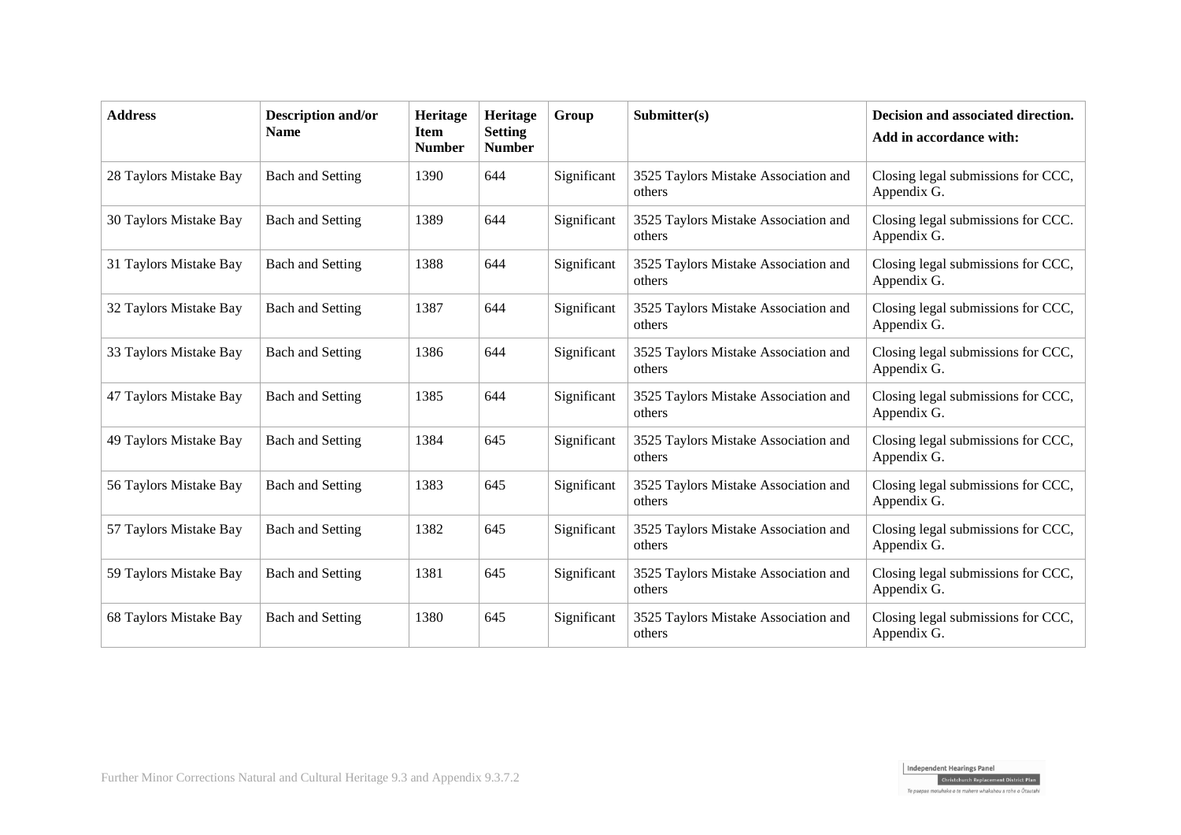| Address | Description and/or Name | Heritage Item Number | Heritage Setting Number | Group | Submitter(s) | Decision and associated direction. Add in accordance with: |
|---|---|---|---|---|---|---|
| 28 Taylors Mistake Bay | Bach and Setting | 1390 | 644 | Significant | 3525 Taylors Mistake Association and others | Closing legal submissions for CCC, Appendix G. |
| 30 Taylors Mistake Bay | Bach and Setting | 1389 | 644 | Significant | 3525 Taylors Mistake Association and others | Closing legal submissions for CCC. Appendix G. |
| 31 Taylors Mistake Bay | Bach and Setting | 1388 | 644 | Significant | 3525 Taylors Mistake Association and others | Closing legal submissions for CCC, Appendix G. |
| 32 Taylors Mistake Bay | Bach and Setting | 1387 | 644 | Significant | 3525 Taylors Mistake Association and others | Closing legal submissions for CCC, Appendix G. |
| 33 Taylors Mistake Bay | Bach and Setting | 1386 | 644 | Significant | 3525 Taylors Mistake Association and others | Closing legal submissions for CCC, Appendix G. |
| 47 Taylors Mistake Bay | Bach and Setting | 1385 | 644 | Significant | 3525 Taylors Mistake Association and others | Closing legal submissions for CCC, Appendix G. |
| 49 Taylors Mistake Bay | Bach and Setting | 1384 | 645 | Significant | 3525 Taylors Mistake Association and others | Closing legal submissions for CCC, Appendix G. |
| 56 Taylors Mistake Bay | Bach and Setting | 1383 | 645 | Significant | 3525 Taylors Mistake Association and others | Closing legal submissions for CCC, Appendix G. |
| 57 Taylors Mistake Bay | Bach and Setting | 1382 | 645 | Significant | 3525 Taylors Mistake Association and others | Closing legal submissions for CCC, Appendix G. |
| 59 Taylors Mistake Bay | Bach and Setting | 1381 | 645 | Significant | 3525 Taylors Mistake Association and others | Closing legal submissions for CCC, Appendix G. |
| 68 Taylors Mistake Bay | Bach and Setting | 1380 | 645 | Significant | 3525 Taylors Mistake Association and others | Closing legal submissions for CCC, Appendix G. |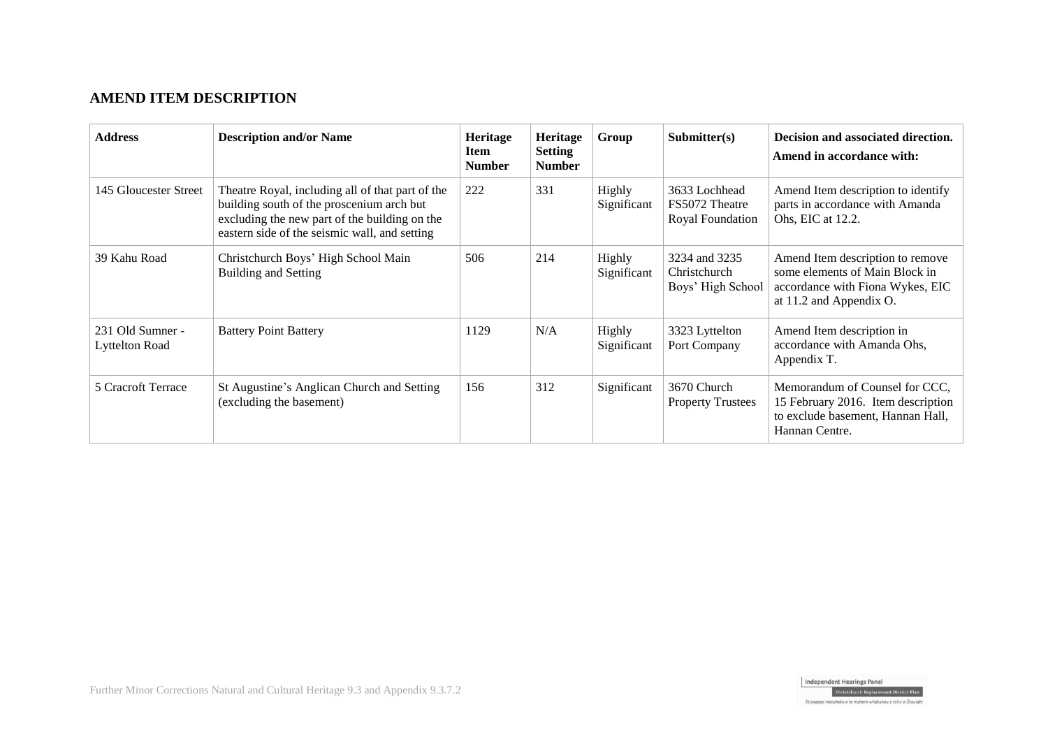## AMEND ITEM DESCRIPTION

| Address | Description and/or Name | Heritage Item Number | Heritage Setting Number | Group | Submitter(s) | Decision and associated direction. Amend in accordance with: |
|---|---|---|---|---|---|---|
| 145 Gloucester Street | Theatre Royal, including all of that part of the building south of the proscenium arch but excluding the new part of the building on the eastern side of the seismic wall, and setting | 222 | 331 | Highly Significant | 3633 Lochhead FS5072 Theatre Royal Foundation | Amend Item description to identify parts in accordance with Amanda Ohs, EIC at 12.2. |
| 39 Kahu Road | Christchurch Boys' High School Main Building and Setting | 506 | 214 | Highly Significant | 3234 and 3235 Christchurch Boys' High School | Amend Item description to remove some elements of Main Block in accordance with Fiona Wykes, EIC at 11.2 and Appendix O. |
| 231 Old Sumner - Lyttelton Road | Battery Point Battery | 1129 | N/A | Highly Significant | 3323 Lyttelton Port Company | Amend Item description in accordance with Amanda Ohs, Appendix T. |
| 5 Cracroft Terrace | St Augustine's Anglican Church and Setting (excluding the basement) | 156 | 312 | Significant | 3670 Church Property Trustees | Memorandum of Counsel for CCC, 15 February 2016. Item description to exclude basement, Hannan Hall, Hannan Centre. |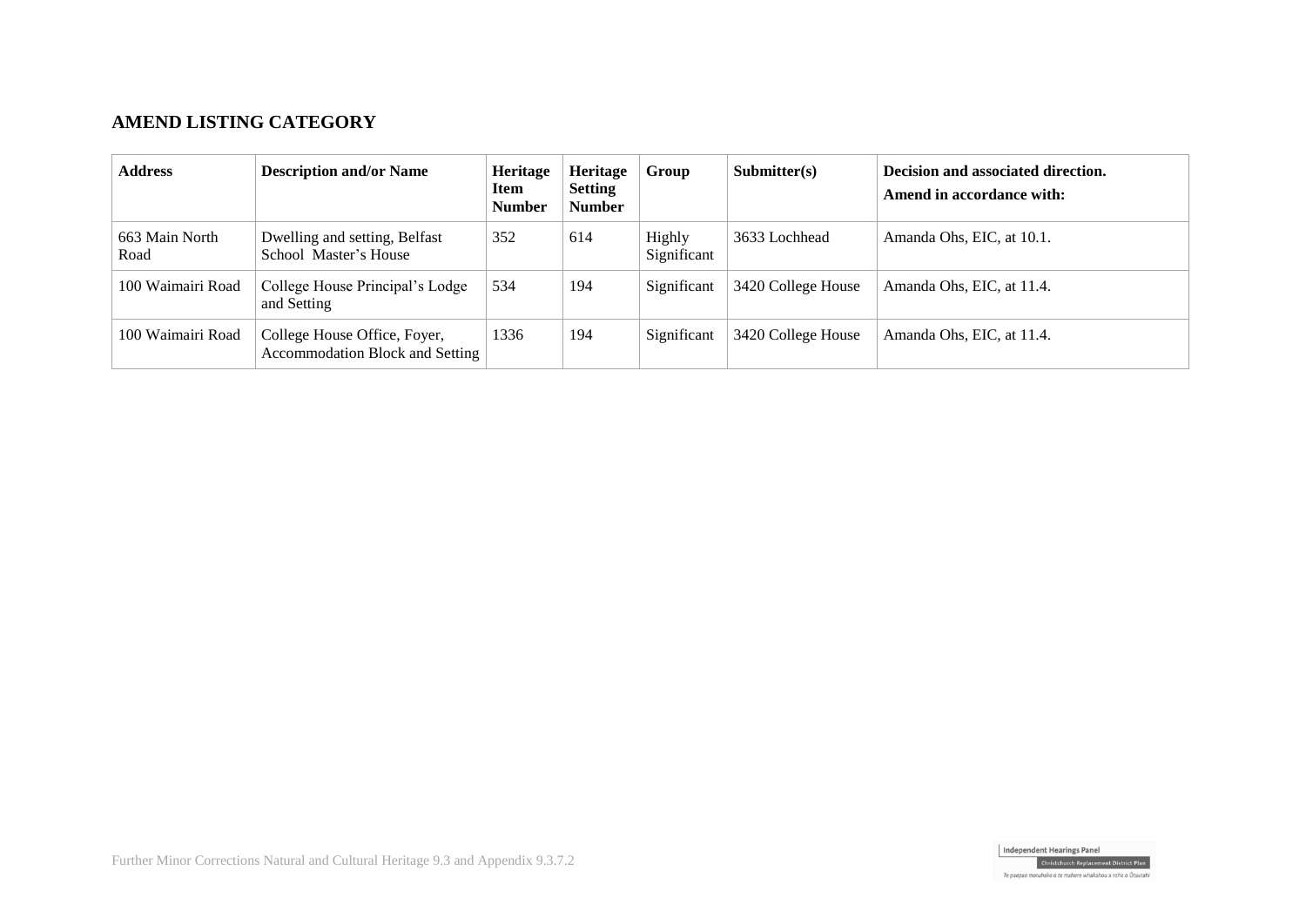## AMEND LISTING CATEGORY

| Address | Description and/or Name | Heritage Item Number | Heritage Setting Number | Group | Submitter(s) | Decision and associated direction. Amend in accordance with: |
|---|---|---|---|---|---|---|
| 663 Main North Road | Dwelling and setting, Belfast School Master's House | 352 | 614 | Highly Significant | 3633 Lochhead | Amanda Ohs, EIC, at 10.1. |
| 100 Waimairi Road | College House Principal's Lodge and Setting | 534 | 194 | Significant | 3420 College House | Amanda Ohs, EIC, at 11.4. |
| 100 Waimairi Road | College House Office, Foyer, Accommodation Block and Setting | 1336 | 194 | Significant | 3420 College House | Amanda Ohs, EIC, at 11.4. |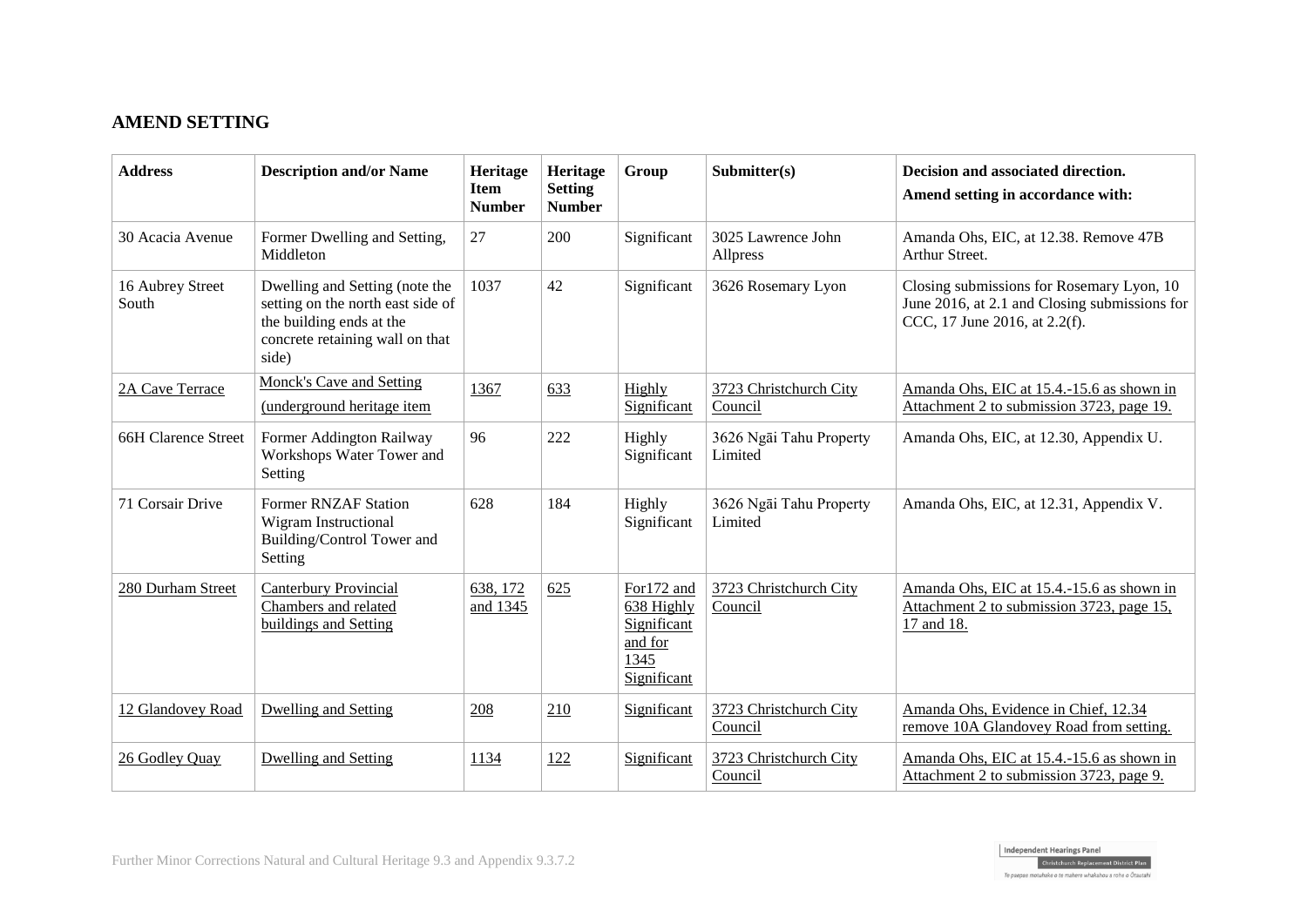## AMEND SETTING

| Address | Description and/or Name | Heritage Item Number | Heritage Setting Number | Group | Submitter(s) | Decision and associated direction. Amend setting in accordance with: |
|---|---|---|---|---|---|---|
| 30 Acacia Avenue | Former Dwelling and Setting, Middleton | 27 | 200 | Significant | 3025 Lawrence John Allpress | Amanda Ohs, EIC, at 12.38. Remove 47B Arthur Street. |
| 16 Aubrey Street South | Dwelling and Setting (note the setting on the north east side of the building ends at the concrete retaining wall on that side) | 1037 | 42 | Significant | 3626 Rosemary Lyon | Closing submissions for Rosemary Lyon, 10 June 2016, at 2.1 and Closing submissions for CCC, 17 June 2016, at 2.2(f). |
| 2A Cave Terrace | Monck's Cave and Setting (underground heritage item | 1367 | 633 | Highly Significant | 3723 Christchurch City Council | Amanda Ohs, EIC at 15.4.-15.6 as shown in Attachment 2 to submission 3723, page 19. |
| 66H Clarence Street | Former Addington Railway Workshops Water Tower and Setting | 96 | 222 | Highly Significant | 3626 Ngāi Tahu Property Limited | Amanda Ohs, EIC, at 12.30, Appendix U. |
| 71 Corsair Drive | Former RNZAF Station Wigram Instructional Building/Control Tower and Setting | 628 | 184 | Highly Significant | 3626 Ngāi Tahu Property Limited | Amanda Ohs, EIC, at 12.31, Appendix V. |
| 280 Durham Street | Canterbury Provincial Chambers and related buildings and Setting | 638, 172 and 1345 | 625 | For172 and 638 Highly Significant and for 1345 Significant | 3723 Christchurch City Council | Amanda Ohs, EIC at 15.4.-15.6 as shown in Attachment 2 to submission 3723, page 15, 17 and 18. |
| 12 Glandovey Road | Dwelling and Setting | 208 | 210 | Significant | 3723 Christchurch City Council | Amanda Ohs, Evidence in Chief, 12.34 remove 10A Glandovey Road from setting. |
| 26 Godley Quay | Dwelling and Setting | 1134 | 122 | Significant | 3723 Christchurch City Council | Amanda Ohs, EIC at 15.4.-15.6 as shown in Attachment 2 to submission 3723, page 9. |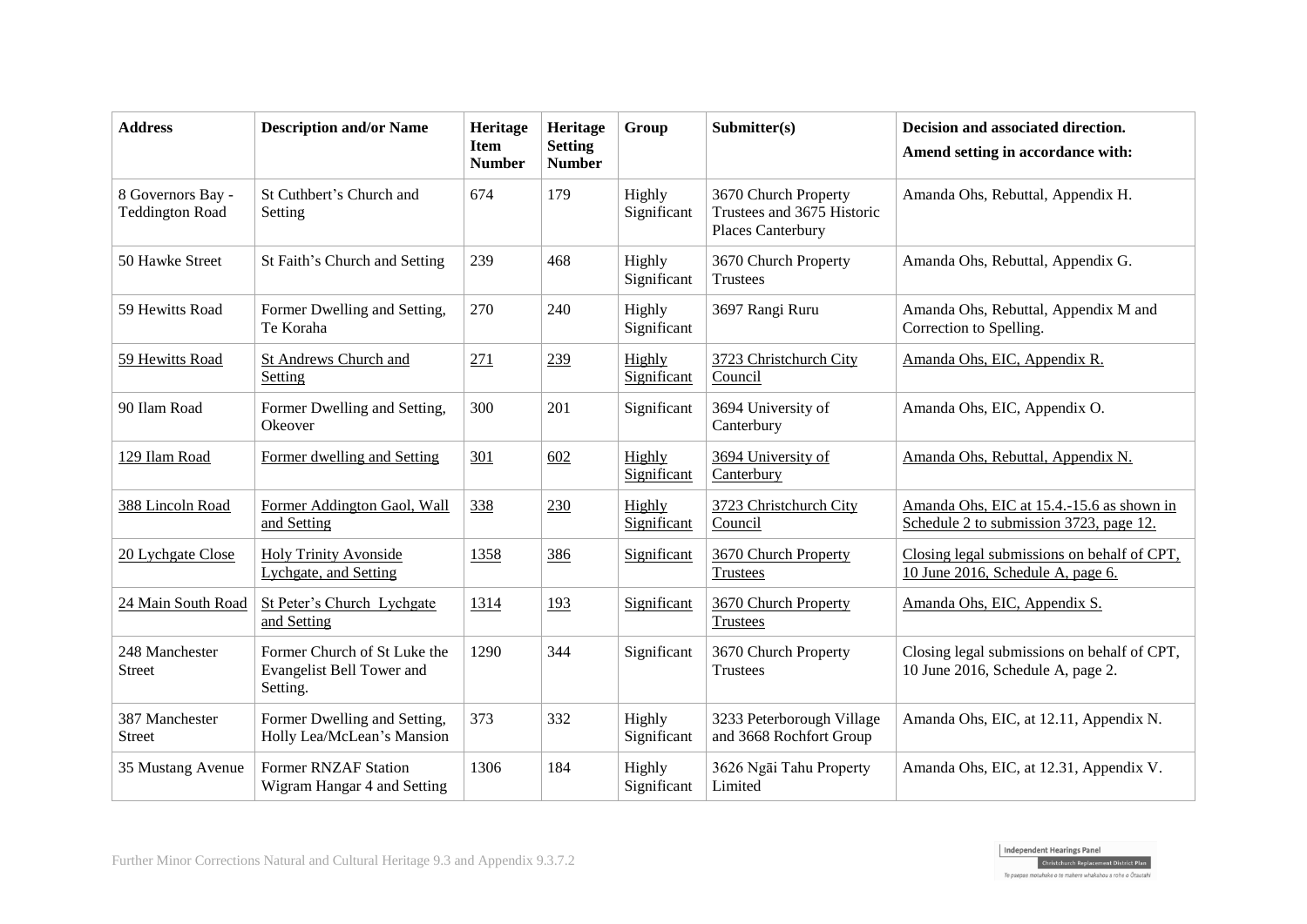| Address | Description and/or Name | Heritage Item Number | Heritage Setting Number | Group | Submitter(s) | Decision and associated direction. Amend setting in accordance with: |
|---|---|---|---|---|---|---|
| 8 Governors Bay - Teddington Road | St Cuthbert's Church and Setting | 674 | 179 | Highly Significant | 3670 Church Property Trustees and 3675 Historic Places Canterbury | Amanda Ohs, Rebuttal, Appendix H. |
| 50 Hawke Street | St Faith's Church and Setting | 239 | 468 | Highly Significant | 3670 Church Property Trustees | Amanda Ohs, Rebuttal, Appendix G. |
| 59 Hewitts Road | Former Dwelling and Setting, Te Koraha | 270 | 240 | Highly Significant | 3697 Rangi Ruru | Amanda Ohs, Rebuttal, Appendix M and Correction to Spelling. |
| 59 Hewitts Road | St Andrews Church and Setting | 271 | 239 | Highly Significant | 3723 Christchurch City Council | Amanda Ohs, EIC, Appendix R. |
| 90 Ilam Road | Former Dwelling and Setting, Okeover | 300 | 201 | Significant | 3694 University of Canterbury | Amanda Ohs, EIC, Appendix O. |
| 129 Ilam Road | Former dwelling and Setting | 301 | 602 | Highly Significant | 3694 University of Canterbury | Amanda Ohs, Rebuttal, Appendix N. |
| 388 Lincoln Road | Former Addington Gaol, Wall and Setting | 338 | 230 | Highly Significant | 3723 Christchurch City Council | Amanda Ohs, EIC at 15.4.-15.6 as shown in Schedule 2 to submission 3723, page 12. |
| 20 Lychgate Close | Holy Trinity Avonside Lychgate, and Setting | 1358 | 386 | Significant | 3670 Church Property Trustees | Closing legal submissions on behalf of CPT, 10 June 2016, Schedule A, page 6. |
| 24 Main South Road | St Peter's Church Lychgate and Setting | 1314 | 193 | Significant | 3670 Church Property Trustees | Amanda Ohs, EIC, Appendix S. |
| 248 Manchester Street | Former Church of St Luke the Evangelist Bell Tower and Setting. | 1290 | 344 | Significant | 3670 Church Property Trustees | Closing legal submissions on behalf of CPT, 10 June 2016, Schedule A, page 2. |
| 387 Manchester Street | Former Dwelling and Setting, Holly Lea/McLean's Mansion | 373 | 332 | Highly Significant | 3233 Peterborough Village and 3668 Rochfort Group | Amanda Ohs, EIC, at 12.11, Appendix N. |
| 35 Mustang Avenue | Former RNZAF Station Wigram Hangar 4 and Setting | 1306 | 184 | Highly Significant | 3626 Ngāi Tahu Property Limited | Amanda Ohs, EIC, at 12.31, Appendix V. |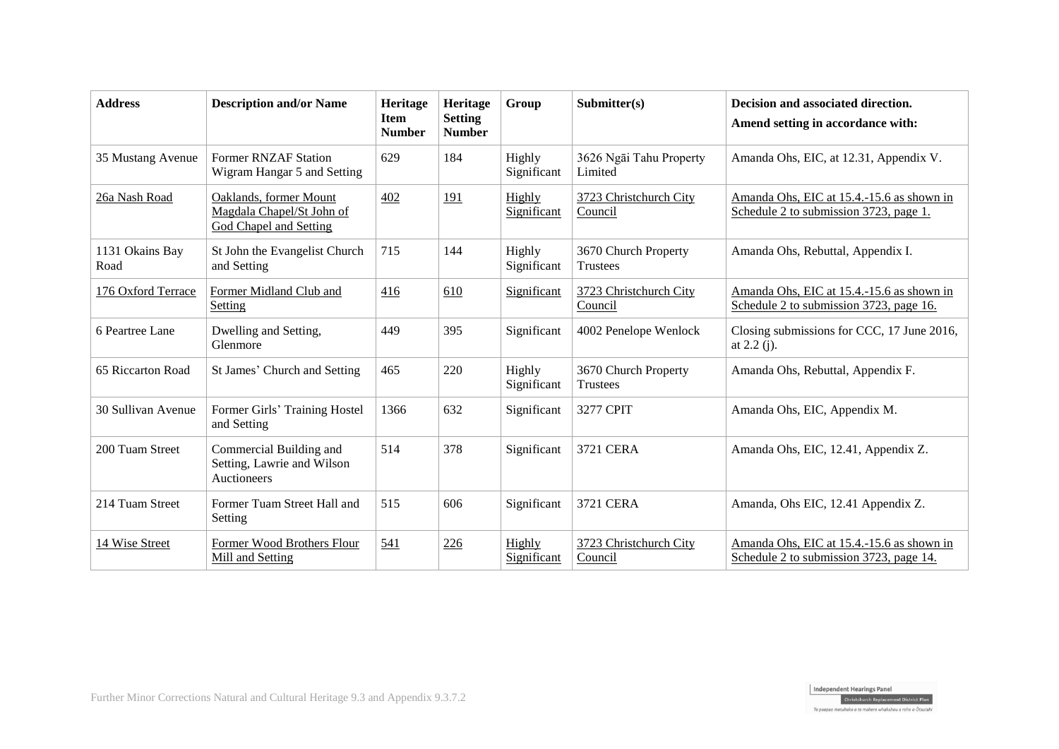| Address | Description and/or Name | Heritage Item Number | Heritage Setting Number | Group | Submitter(s) | Decision and associated direction. Amend setting in accordance with: |
|---|---|---|---|---|---|---|
| 35 Mustang Avenue | Former RNZAF Station Wigram Hangar 5 and Setting | 629 | 184 | Highly Significant | 3626 Ngāi Tahu Property Limited | Amanda Ohs, EIC, at 12.31, Appendix V. |
| 26a Nash Road | Oaklands, former Mount Magdala Chapel/St John of God Chapel and Setting | 402 | 191 | Highly Significant | 3723 Christchurch City Council | Amanda Ohs, EIC at 15.4.-15.6 as shown in Schedule 2 to submission 3723, page 1. |
| 1131 Okains Bay Road | St John the Evangelist Church and Setting | 715 | 144 | Highly Significant | 3670 Church Property Trustees | Amanda Ohs, Rebuttal, Appendix I. |
| 176 Oxford Terrace | Former Midland Club and Setting | 416 | 610 | Significant | 3723 Christchurch City Council | Amanda Ohs, EIC at 15.4.-15.6 as shown in Schedule 2 to submission 3723, page 16. |
| 6 Peartree Lane | Dwelling and Setting, Glenmore | 449 | 395 | Significant | 4002 Penelope Wenlock | Closing submissions for CCC, 17 June 2016, at 2.2 (j). |
| 65 Riccarton Road | St James' Church and Setting | 465 | 220 | Highly Significant | 3670 Church Property Trustees | Amanda Ohs, Rebuttal, Appendix F. |
| 30 Sullivan Avenue | Former Girls' Training Hostel and Setting | 1366 | 632 | Significant | 3277 CPIT | Amanda Ohs, EIC, Appendix M. |
| 200 Tuam Street | Commercial Building and Setting, Lawrie and Wilson Auctioneers | 514 | 378 | Significant | 3721 CERA | Amanda Ohs, EIC, 12.41, Appendix Z. |
| 214 Tuam Street | Former Tuam Street Hall and Setting | 515 | 606 | Significant | 3721 CERA | Amanda, Ohs EIC, 12.41 Appendix Z. |
| 14 Wise Street | Former Wood Brothers Flour Mill and Setting | 541 | 226 | Highly Significant | 3723 Christchurch City Council | Amanda Ohs, EIC at 15.4.-15.6 as shown in Schedule 2 to submission 3723, page 14. |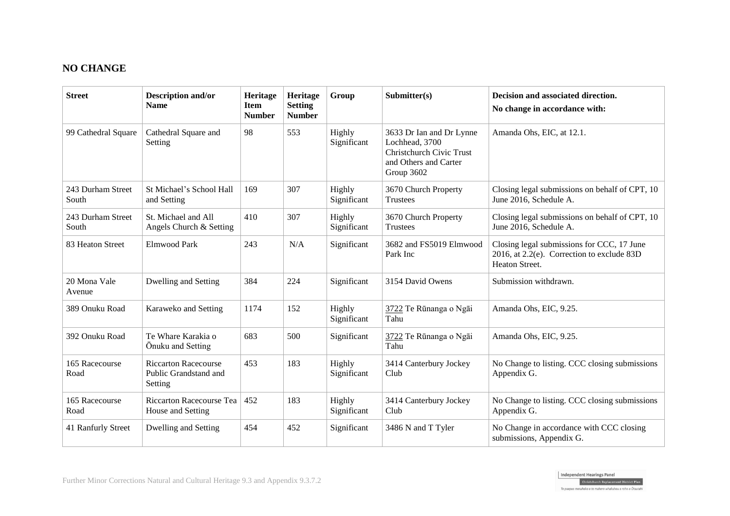## NO CHANGE

| Street | Description and/or Name | Heritage Item Number | Heritage Setting Number | Group | Submitter(s) | Decision and associated direction.<br>No change in accordance with: |
|---|---|---|---|---|---|---|
| 99 Cathedral Square | Cathedral Square and Setting | 98 | 553 | Highly Significant | 3633 Dr Ian and Dr Lynne Lochhead, 3700 Christchurch Civic Trust and Others and Carter Group 3602 | Amanda Ohs, EIC, at 12.1. |
| 243 Durham Street South | St Michael's School Hall and Setting | 169 | 307 | Highly Significant | 3670 Church Property Trustees | Closing legal submissions on behalf of CPT, 10 June 2016, Schedule A. |
| 243 Durham Street South | St. Michael and All Angels Church & Setting | 410 | 307 | Highly Significant | 3670 Church Property Trustees | Closing legal submissions on behalf of CPT, 10 June 2016, Schedule A. |
| 83 Heaton Street | Elmwood Park | 243 | N/A | Significant | 3682 and FS5019 Elmwood Park Inc | Closing legal submissions for CCC, 17 June 2016, at 2.2(e). Correction to exclude 83D Heaton Street. |
| 20 Mona Vale Avenue | Dwelling and Setting | 384 | 224 | Significant | 3154 David Owens | Submission withdrawn. |
| 389 Onuku Road | Karaweko and Setting | 1174 | 152 | Highly Significant | 3722 Te Rūnanga o Ngāi Tahu | Amanda Ohs, EIC, 9.25. |
| 392 Onuku Road | Te Whare Karakia o Ōnuku and Setting | 683 | 500 | Significant | 3722 Te Rūnanga o Ngāi Tahu | Amanda Ohs, EIC, 9.25. |
| 165 Racecourse Road | Riccarton Racecourse Public Grandstand and Setting | 453 | 183 | Highly Significant | 3414 Canterbury Jockey Club | No Change to listing. CCC closing submissions Appendix G. |
| 165 Racecourse Road | Riccarton Racecourse Tea House and Setting | 452 | 183 | Highly Significant | 3414 Canterbury Jockey Club | No Change to listing. CCC closing submissions Appendix G. |
| 41 Ranfurly Street | Dwelling and Setting | 454 | 452 | Significant | 3486 N and T Tyler | No Change in accordance with CCC closing submissions, Appendix G. |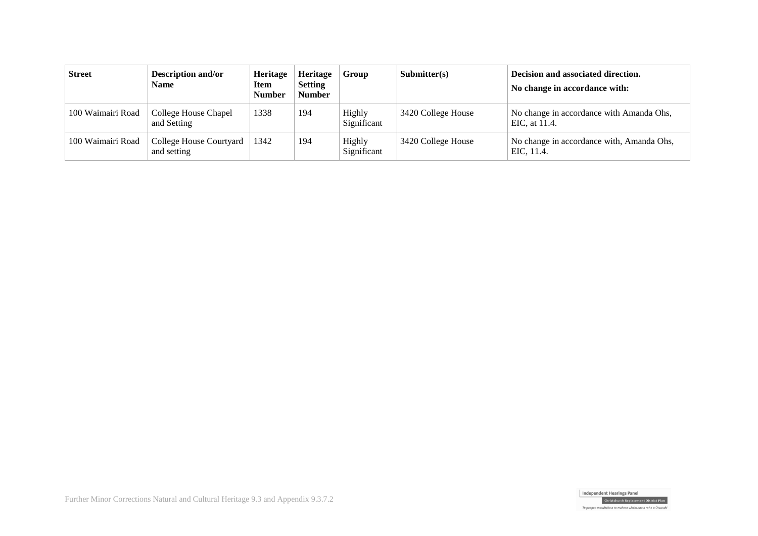| Street | Description and/or Name | Heritage Item Number | Heritage Setting Number | Group | Submitter(s) | Decision and associated direction. No change in accordance with: |
|---|---|---|---|---|---|---|
| 100 Waimairi Road | College House Chapel and Setting | 1338 | 194 | Highly Significant | 3420 College House | No change in accordance with Amanda Ohs, EIC, at 11.4. |
| 100 Waimairi Road | College House Courtyard and setting | 1342 | 194 | Highly Significant | 3420 College House | No change in accordance with, Amanda Ohs, EIC, 11.4. |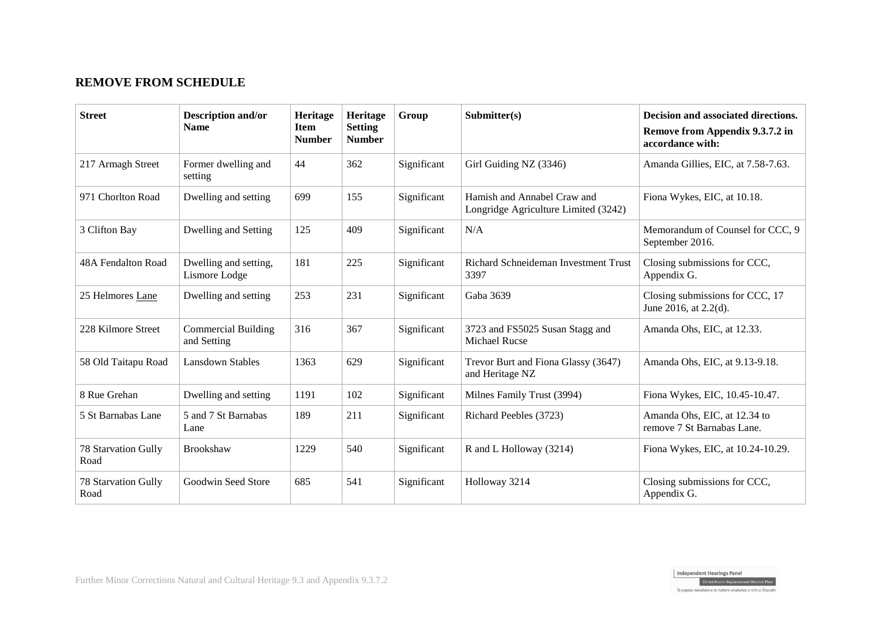## REMOVE FROM SCHEDULE

| Street | Description and/or Name | Heritage Item Number | Heritage Setting Number | Group | Submitter(s) | Decision and associated directions. **Remove from Appendix 9.3.7.2 in accordance with:** |
|---|---|---|---|---|---|---|
| 217 Armagh Street | Former dwelling and setting | 44 | 362 | Significant | Girl Guiding NZ (3346) | Amanda Gillies, EIC, at 7.58-7.63. |
| 971 Chorlton Road | Dwelling and setting | 699 | 155 | Significant | Hamish and Annabel Craw and Longridge Agriculture Limited (3242) | Fiona Wykes, EIC, at 10.18. |
| 3 Clifton Bay | Dwelling and Setting | 125 | 409 | Significant | N/A | Memorandum of Counsel for CCC, 9 September 2016. |
| 48A Fendalton Road | Dwelling and setting, Lismore Lodge | 181 | 225 | Significant | Richard Schneideman Investment Trust 3397 | Closing submissions for CCC, Appendix G. |
| 25 Helmores Lane | Dwelling and setting | 253 | 231 | Significant | Gaba 3639 | Closing submissions for CCC, 17 June 2016, at 2.2(d). |
| 228 Kilmore Street | Commercial Building and Setting | 316 | 367 | Significant | 3723 and FS5025 Susan Stagg and Michael Rucse | Amanda Ohs, EIC, at 12.33. |
| 58 Old Taitapu Road | Lansdown Stables | 1363 | 629 | Significant | Trevor Burt and Fiona Glassy (3647) and Heritage NZ | Amanda Ohs, EIC, at 9.13-9.18. |
| 8 Rue Grehan | Dwelling and setting | 1191 | 102 | Significant | Milnes Family Trust (3994) | Fiona Wykes, EIC, 10.45-10.47. |
| 5 St Barnabas Lane | 5 and 7 St Barnabas Lane | 189 | 211 | Significant | Richard Peebles (3723) | Amanda Ohs, EIC, at 12.34 to remove 7 St Barnabas Lane. |
| 78 Starvation Gully Road | Brookshaw | 1229 | 540 | Significant | R and L Holloway (3214) | Fiona Wykes, EIC, at 10.24-10.29. |
| 78 Starvation Gully Road | Goodwin Seed Store | 685 | 541 | Significant | Holloway 3214 | Closing submissions for CCC, Appendix G. |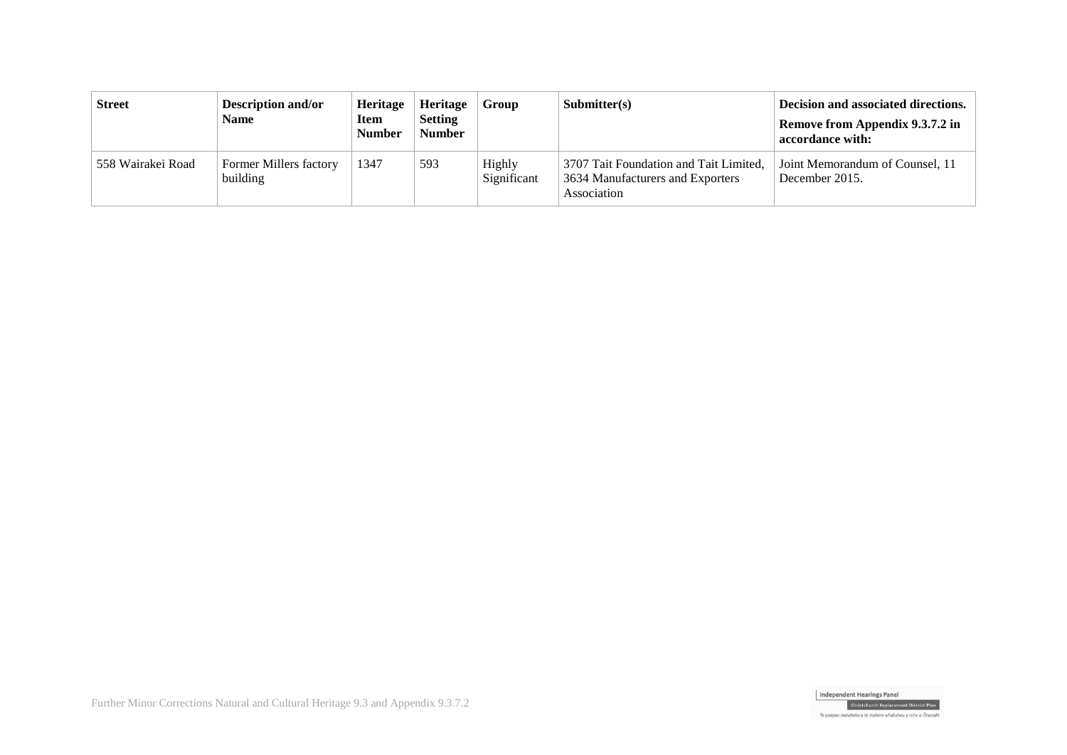| Street | Description and/or Name | Heritage Item Number | Heritage Setting Number | Group | Submitter(s) | Decision and associated directions. **Remove from Appendix 9.3.7.2 in accordance with:** |
|---|---|---|---|---|---|---|
| 558 Wairakei Road | Former Millers factory building | 1347 | 593 | Highly Significant | 3707 Tait Foundation and Tait Limited, 3634 Manufacturers and Exporters Association | Joint Memorandum of Counsel, 11 December 2015. |